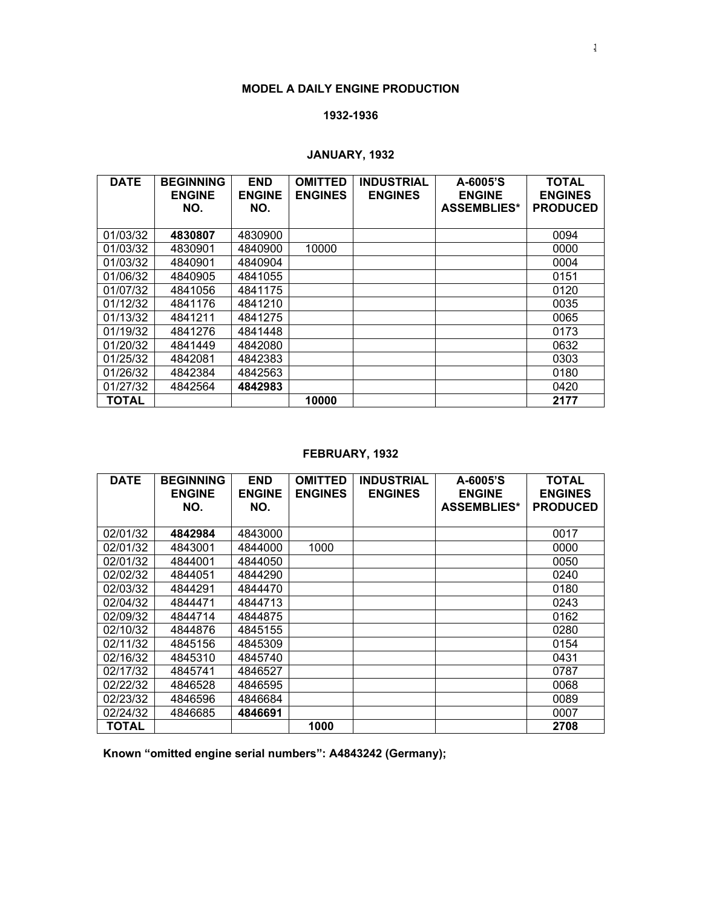# MODEL A DAILY ENGINE PRODUCTION

## 1932-1936

### JANUARY, 1932

| DATE | BEGINNING ENGINE NO. | END ENGINE NO. | OMITTED ENGINES | INDUSTRIAL ENGINES | A-6005'S ENGINE ASSEMBLIES* | TOTAL ENGINES PRODUCED |
|---|---|---|---|---|---|---|
| 01/03/32 | **4830807** | 4830900 | | | | 0094 |
| 01/03/32 | 4830901 | 4840900 | 10000 | | | 0000 |
| 01/03/32 | 4840901 | 4840904 | | | | 0004 |
| 01/06/32 | 4840905 | 4841055 | | | | 0151 |
| 01/07/32 | 4841056 | 4841175 | | | | 0120 |
| 01/12/32 | 4841176 | 4841210 | | | | 0035 |
| 01/13/32 | 4841211 | 4841275 | | | | 0065 |
| 01/19/32 | 4841276 | 4841448 | | | | 0173 |
| 01/20/32 | 4841449 | 4842080 | | | | 0632 |
| 01/25/32 | 4842081 | 4842383 | | | | 0303 |
| 01/26/32 | 4842384 | 4842563 | | | | 0180 |
| 01/27/32 | 4842564 | **4842983** | | | | 0420 |
| **TOTAL** | | | **10000** | | | **2177** |

### FEBRUARY, 1932

| DATE | BEGINNING ENGINE NO. | END ENGINE NO. | OMITTED ENGINES | INDUSTRIAL ENGINES | A-6005'S ENGINE ASSEMBLIES* | TOTAL ENGINES PRODUCED |
|---|---|---|---|---|---|---|
| 02/01/32 | **4842984** | 4843000 | | | | 0017 |
| 02/01/32 | 4843001 | 4844000 | 1000 | | | 0000 |
| 02/01/32 | 4844001 | 4844050 | | | | 0050 |
| 02/02/32 | 4844051 | 4844290 | | | | 0240 |
| 02/03/32 | 4844291 | 4844470 | | | | 0180 |
| 02/04/32 | 4844471 | 4844713 | | | | 0243 |
| 02/09/32 | 4844714 | 4844875 | | | | 0162 |
| 02/10/32 | 4844876 | 4845155 | | | | 0280 |
| 02/11/32 | 4845156 | 4845309 | | | | 0154 |
| 02/16/32 | 4845310 | 4845740 | | | | 0431 |
| 02/17/32 | 4845741 | 4846527 | | | | 0787 |
| 02/22/32 | 4846528 | 4846595 | | | | 0068 |
| 02/23/32 | 4846596 | 4846684 | | | | 0089 |
| 02/24/32 | 4846685 | **4846691** | | | | 0007 |
| **TOTAL** | | | **1000** | | | **2708** |

**Known "omitted engine serial numbers": A4843242 (Germany);**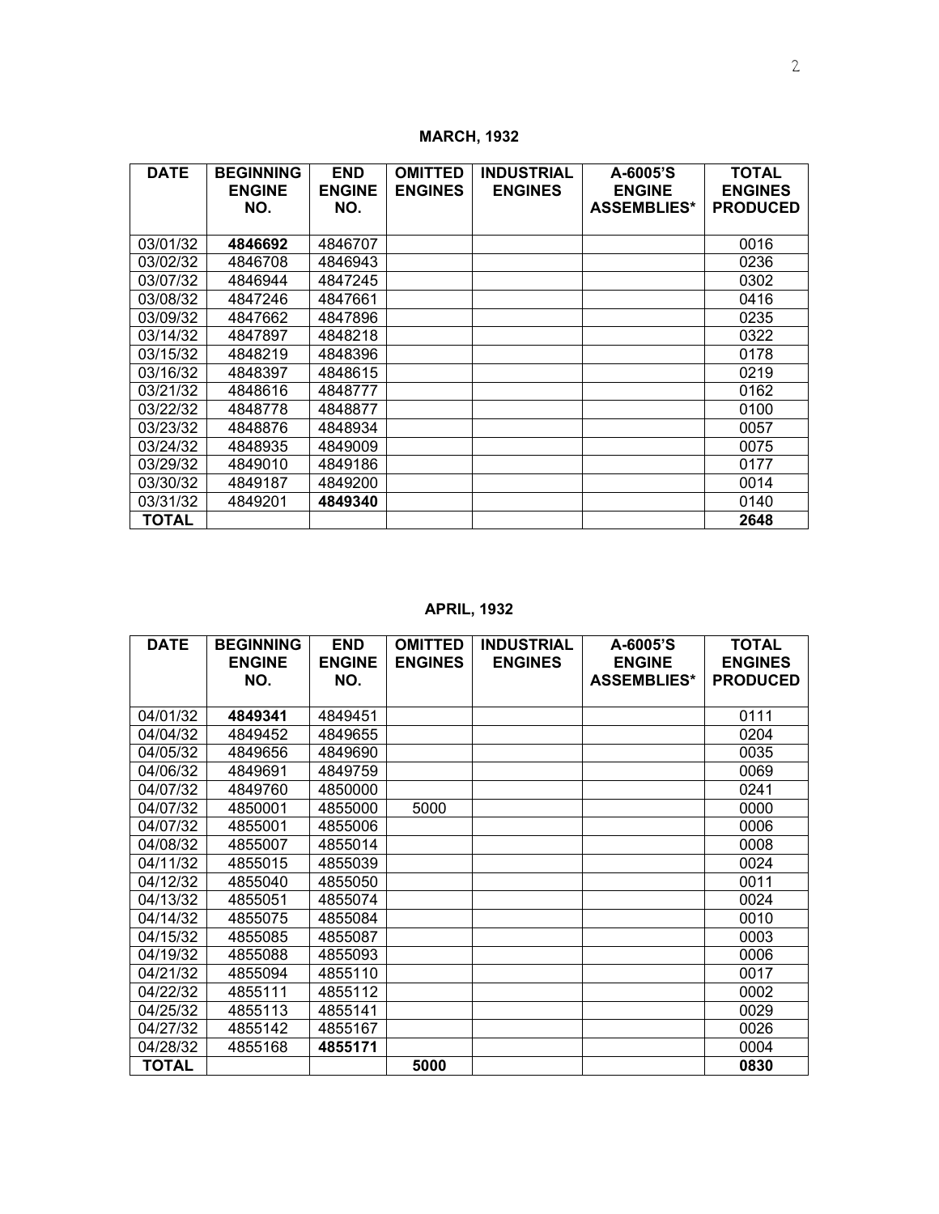**MARCH, 1932**

| DATE | BEGINNING ENGINE NO. | END ENGINE NO. | OMITTED ENGINES | INDUSTRIAL ENGINES | A-6005'S ENGINE ASSEMBLIES* | TOTAL ENGINES PRODUCED |
|---|---|---|---|---|---|---|
| 03/01/32 | **4846692** | 4846707 | | | | 0016 |
| 03/02/32 | 4846708 | 4846943 | | | | 0236 |
| 03/07/32 | 4846944 | 4847245 | | | | 0302 |
| 03/08/32 | 4847246 | 4847661 | | | | 0416 |
| 03/09/32 | 4847662 | 4847896 | | | | 0235 |
| 03/14/32 | 4847897 | 4848218 | | | | 0322 |
| 03/15/32 | 4848219 | 4848396 | | | | 0178 |
| 03/16/32 | 4848397 | 4848615 | | | | 0219 |
| 03/21/32 | 4848616 | 4848777 | | | | 0162 |
| 03/22/32 | 4848778 | 4848877 | | | | 0100 |
| 03/23/32 | 4848876 | 4848934 | | | | 0057 |
| 03/24/32 | 4848935 | 4849009 | | | | 0075 |
| 03/29/32 | 4849010 | 4849186 | | | | 0177 |
| 03/30/32 | 4849187 | 4849200 | | | | 0014 |
| 03/31/32 | 4849201 | **4849340** | | | | 0140 |
| **TOTAL** | | | | | | **2648** |

**APRIL, 1932**

| DATE | BEGINNING ENGINE NO. | END ENGINE NO. | OMITTED ENGINES | INDUSTRIAL ENGINES | A-6005'S ENGINE ASSEMBLIES* | TOTAL ENGINES PRODUCED |
|---|---|---|---|---|---|---|
| 04/01/32 | **4849341** | 4849451 | | | | 0111 |
| 04/04/32 | 4849452 | 4849655 | | | | 0204 |
| 04/05/32 | 4849656 | 4849690 | | | | 0035 |
| 04/06/32 | 4849691 | 4849759 | | | | 0069 |
| 04/07/32 | 4849760 | 4850000 | | | | 0241 |
| 04/07/32 | 4850001 | 4855000 | 5000 | | | 0000 |
| 04/07/32 | 4855001 | 4855006 | | | | 0006 |
| 04/08/32 | 4855007 | 4855014 | | | | 0008 |
| 04/11/32 | 4855015 | 4855039 | | | | 0024 |
| 04/12/32 | 4855040 | 4855050 | | | | 0011 |
| 04/13/32 | 4855051 | 4855074 | | | | 0024 |
| 04/14/32 | 4855075 | 4855084 | | | | 0010 |
| 04/15/32 | 4855085 | 4855087 | | | | 0003 |
| 04/19/32 | 4855088 | 4855093 | | | | 0006 |
| 04/21/32 | 4855094 | 4855110 | | | | 0017 |
| 04/22/32 | 4855111 | 4855112 | | | | 0002 |
| 04/25/32 | 4855113 | 4855141 | | | | 0029 |
| 04/27/32 | 4855142 | 4855167 | | | | 0026 |
| 04/28/32 | 4855168 | **4855171** | | | | 0004 |
| **TOTAL** | | | **5000** | | | **0830** |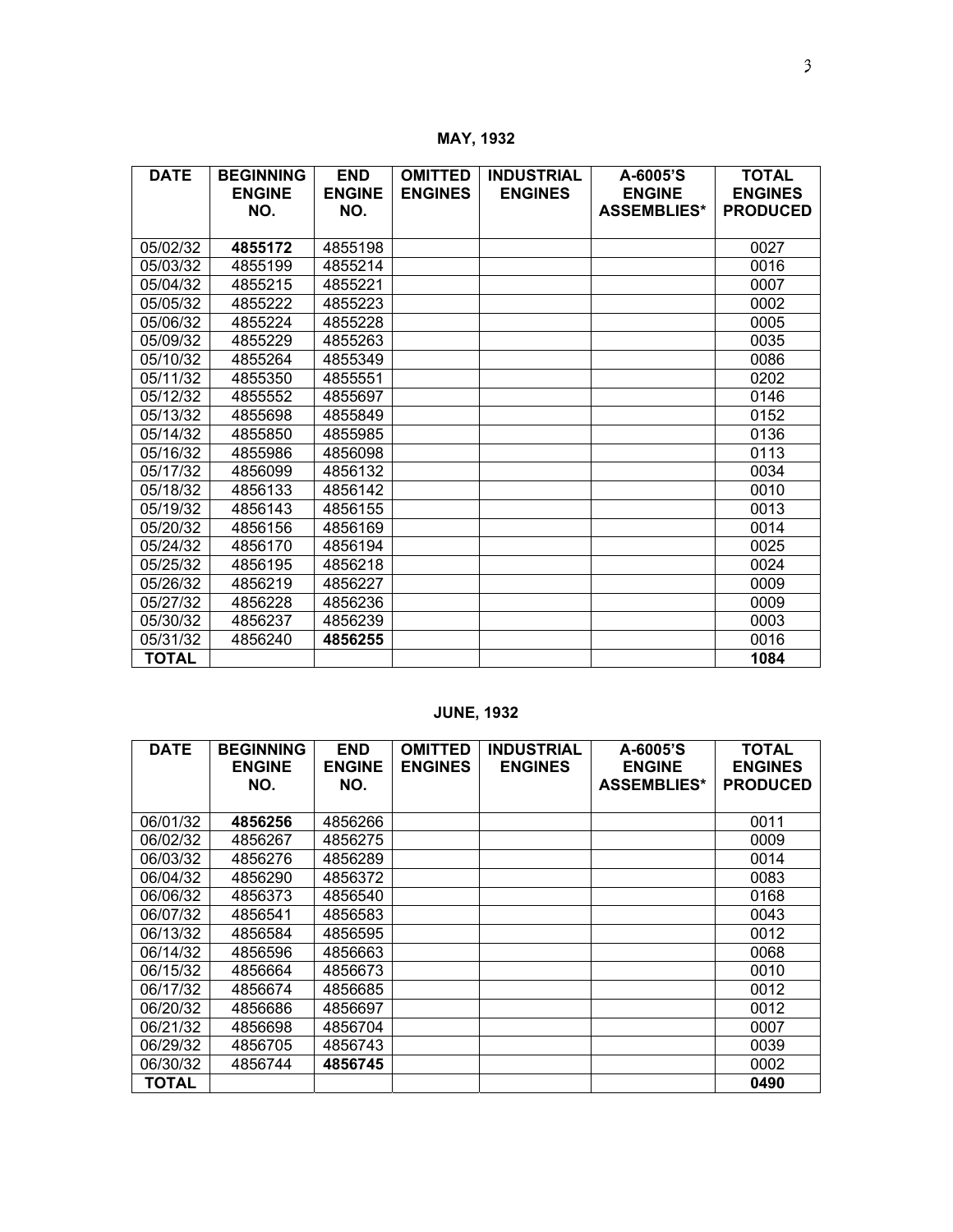**MAY, 1932**

| DATE | BEGINNING ENGINE NO. | END ENGINE NO. | OMITTED ENGINES | INDUSTRIAL ENGINES | A-6005'S ENGINE ASSEMBLIES* | TOTAL ENGINES PRODUCED |
|---|---|---|---|---|---|---|
| 05/02/32 | **4855172** | 4855198 | | | | 0027 |
| 05/03/32 | 4855199 | 4855214 | | | | 0016 |
| 05/04/32 | 4855215 | 4855221 | | | | 0007 |
| 05/05/32 | 4855222 | 4855223 | | | | 0002 |
| 05/06/32 | 4855224 | 4855228 | | | | 0005 |
| 05/09/32 | 4855229 | 4855263 | | | | 0035 |
| 05/10/32 | 4855264 | 4855349 | | | | 0086 |
| 05/11/32 | 4855350 | 4855551 | | | | 0202 |
| 05/12/32 | 4855552 | 4855697 | | | | 0146 |
| 05/13/32 | 4855698 | 4855849 | | | | 0152 |
| 05/14/32 | 4855850 | 4855985 | | | | 0136 |
| 05/16/32 | 4855986 | 4856098 | | | | 0113 |
| 05/17/32 | 4856099 | 4856132 | | | | 0034 |
| 05/18/32 | 4856133 | 4856142 | | | | 0010 |
| 05/19/32 | 4856143 | 4856155 | | | | 0013 |
| 05/20/32 | 4856156 | 4856169 | | | | 0014 |
| 05/24/32 | 4856170 | 4856194 | | | | 0025 |
| 05/25/32 | 4856195 | 4856218 | | | | 0024 |
| 05/26/32 | 4856219 | 4856227 | | | | 0009 |
| 05/27/32 | 4856228 | 4856236 | | | | 0009 |
| 05/30/32 | 4856237 | 4856239 | | | | 0003 |
| 05/31/32 | 4856240 | **4856255** | | | | 0016 |
| **TOTAL** | | | | | | **1084** |

**JUNE, 1932**

| DATE | BEGINNING ENGINE NO. | END ENGINE NO. | OMITTED ENGINES | INDUSTRIAL ENGINES | A-6005'S ENGINE ASSEMBLIES* | TOTAL ENGINES PRODUCED |
|---|---|---|---|---|---|---|
| 06/01/32 | **4856256** | 4856266 | | | | 0011 |
| 06/02/32 | 4856267 | 4856275 | | | | 0009 |
| 06/03/32 | 4856276 | 4856289 | | | | 0014 |
| 06/04/32 | 4856290 | 4856372 | | | | 0083 |
| 06/06/32 | 4856373 | 4856540 | | | | 0168 |
| 06/07/32 | 4856541 | 4856583 | | | | 0043 |
| 06/13/32 | 4856584 | 4856595 | | | | 0012 |
| 06/14/32 | 4856596 | 4856663 | | | | 0068 |
| 06/15/32 | 4856664 | 4856673 | | | | 0010 |
| 06/17/32 | 4856674 | 4856685 | | | | 0012 |
| 06/20/32 | 4856686 | 4856697 | | | | 0012 |
| 06/21/32 | 4856698 | 4856704 | | | | 0007 |
| 06/29/32 | 4856705 | 4856743 | | | | 0039 |
| 06/30/32 | 4856744 | **4856745** | | | | 0002 |
| **TOTAL** | | | | | | **0490** |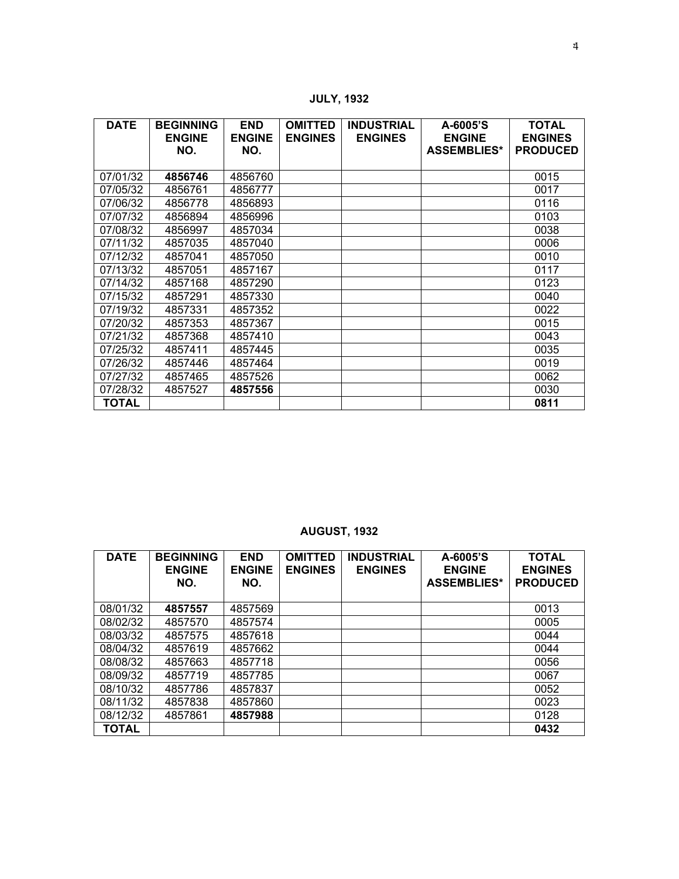**JULY, 1932**

| DATE | BEGINNING ENGINE NO. | END ENGINE NO. | OMITTED ENGINES | INDUSTRIAL ENGINES | A-6005'S ENGINE ASSEMBLIES* | TOTAL ENGINES PRODUCED |
|---|---|---|---|---|---|---|
| 07/01/32 | **4856746** | 4856760 | | | | 0015 |
| 07/05/32 | 4856761 | 4856777 | | | | 0017 |
| 07/06/32 | 4856778 | 4856893 | | | | 0116 |
| 07/07/32 | 4856894 | 4856996 | | | | 0103 |
| 07/08/32 | 4856997 | 4857034 | | | | 0038 |
| 07/11/32 | 4857035 | 4857040 | | | | 0006 |
| 07/12/32 | 4857041 | 4857050 | | | | 0010 |
| 07/13/32 | 4857051 | 4857167 | | | | 0117 |
| 07/14/32 | 4857168 | 4857290 | | | | 0123 |
| 07/15/32 | 4857291 | 4857330 | | | | 0040 |
| 07/19/32 | 4857331 | 4857352 | | | | 0022 |
| 07/20/32 | 4857353 | 4857367 | | | | 0015 |
| 07/21/32 | 4857368 | 4857410 | | | | 0043 |
| 07/25/32 | 4857411 | 4857445 | | | | 0035 |
| 07/26/32 | 4857446 | 4857464 | | | | 0019 |
| 07/27/32 | 4857465 | 4857526 | | | | 0062 |
| 07/28/32 | 4857527 | **4857556** | | | | 0030 |
| **TOTAL** | | | | | | **0811** |

**AUGUST, 1932**

| DATE | BEGINNING ENGINE NO. | END ENGINE NO. | OMITTED ENGINES | INDUSTRIAL ENGINES | A-6005'S ENGINE ASSEMBLIES* | TOTAL ENGINES PRODUCED |
|---|---|---|---|---|---|---|
| 08/01/32 | **4857557** | 4857569 | | | | 0013 |
| 08/02/32 | 4857570 | 4857574 | | | | 0005 |
| 08/03/32 | 4857575 | 4857618 | | | | 0044 |
| 08/04/32 | 4857619 | 4857662 | | | | 0044 |
| 08/08/32 | 4857663 | 4857718 | | | | 0056 |
| 08/09/32 | 4857719 | 4857785 | | | | 0067 |
| 08/10/32 | 4857786 | 4857837 | | | | 0052 |
| 08/11/32 | 4857838 | 4857860 | | | | 0023 |
| 08/12/32 | 4857861 | **4857988** | | | | 0128 |
| **TOTAL** | | | | | | **0432** |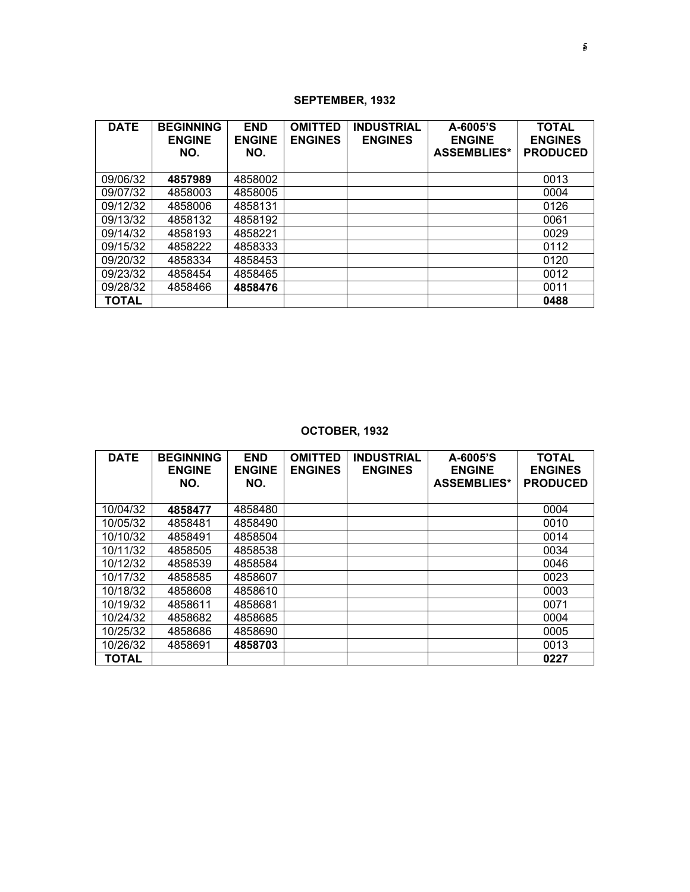## SEPTEMBER, 1932

| DATE | BEGINNING ENGINE NO. | END ENGINE NO. | OMITTED ENGINES | INDUSTRIAL ENGINES | A-6005'S ENGINE ASSEMBLIES* | TOTAL ENGINES PRODUCED |
|---|---|---|---|---|---|---|
| 09/06/32 | **4857989** | 4858002 | | | | 0013 |
| 09/07/32 | 4858003 | 4858005 | | | | 0004 |
| 09/12/32 | 4858006 | 4858131 | | | | 0126 |
| 09/13/32 | 4858132 | 4858192 | | | | 0061 |
| 09/14/32 | 4858193 | 4858221 | | | | 0029 |
| 09/15/32 | 4858222 | 4858333 | | | | 0112 |
| 09/20/32 | 4858334 | 4858453 | | | | 0120 |
| 09/23/32 | 4858454 | 4858465 | | | | 0012 |
| 09/28/32 | 4858466 | **4858476** | | | | 0011 |
| **TOTAL** | | | | | | **0488** |

## OCTOBER, 1932

| DATE | BEGINNING ENGINE NO. | END ENGINE NO. | OMITTED ENGINES | INDUSTRIAL ENGINES | A-6005'S ENGINE ASSEMBLIES* | TOTAL ENGINES PRODUCED |
|---|---|---|---|---|---|---|
| 10/04/32 | **4858477** | 4858480 | | | | 0004 |
| 10/05/32 | 4858481 | 4858490 | | | | 0010 |
| 10/10/32 | 4858491 | 4858504 | | | | 0014 |
| 10/11/32 | 4858505 | 4858538 | | | | 0034 |
| 10/12/32 | 4858539 | 4858584 | | | | 0046 |
| 10/17/32 | 4858585 | 4858607 | | | | 0023 |
| 10/18/32 | 4858608 | 4858610 | | | | 0003 |
| 10/19/32 | 4858611 | 4858681 | | | | 0071 |
| 10/24/32 | 4858682 | 4858685 | | | | 0004 |
| 10/25/32 | 4858686 | 4858690 | | | | 0005 |
| 10/26/32 | 4858691 | **4858703** | | | | 0013 |
| **TOTAL** | | | | | | **0227** |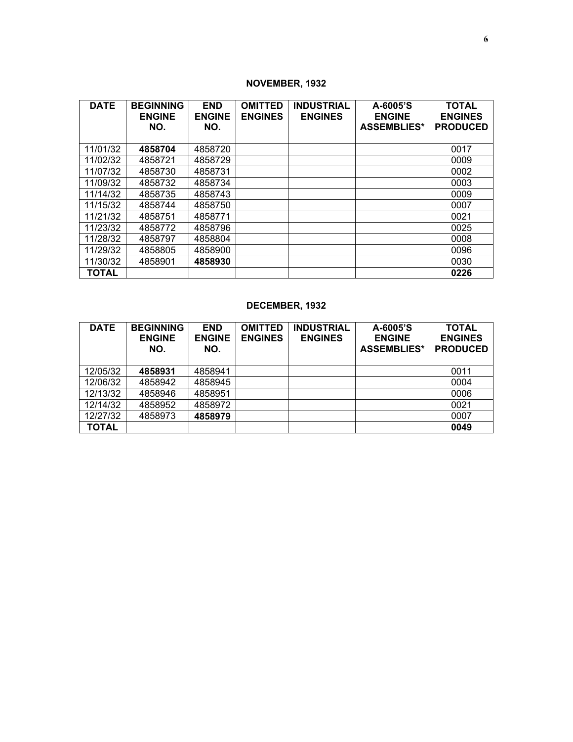### NOVEMBER, 1932

| DATE | BEGINNING ENGINE NO. | END ENGINE NO. | OMITTED ENGINES | INDUSTRIAL ENGINES | A-6005'S ENGINE ASSEMBLIES* | TOTAL ENGINES PRODUCED |
|---|---|---|---|---|---|---|
| 11/01/32 | **4858704** | 4858720 | | | | 0017 |
| 11/02/32 | 4858721 | 4858729 | | | | 0009 |
| 11/07/32 | 4858730 | 4858731 | | | | 0002 |
| 11/09/32 | 4858732 | 4858734 | | | | 0003 |
| 11/14/32 | 4858735 | 4858743 | | | | 0009 |
| 11/15/32 | 4858744 | 4858750 | | | | 0007 |
| 11/21/32 | 4858751 | 4858771 | | | | 0021 |
| 11/23/32 | 4858772 | 4858796 | | | | 0025 |
| 11/28/32 | 4858797 | 4858804 | | | | 0008 |
| 11/29/32 | 4858805 | 4858900 | | | | 0096 |
| 11/30/32 | 4858901 | **4858930** | | | | 0030 |
| **TOTAL** | | | | | | **0226** |

### DECEMBER, 1932

| DATE | BEGINNING ENGINE NO. | END ENGINE NO. | OMITTED ENGINES | INDUSTRIAL ENGINES | A-6005'S ENGINE ASSEMBLIES* | TOTAL ENGINES PRODUCED |
|---|---|---|---|---|---|---|
| 12/05/32 | **4858931** | 4858941 | | | | 0011 |
| 12/06/32 | 4858942 | 4858945 | | | | 0004 |
| 12/13/32 | 4858946 | 4858951 | | | | 0006 |
| 12/14/32 | 4858952 | 4858972 | | | | 0021 |
| 12/27/32 | 4858973 | **4858979** | | | | 0007 |
| **TOTAL** | | | | | | **0049** |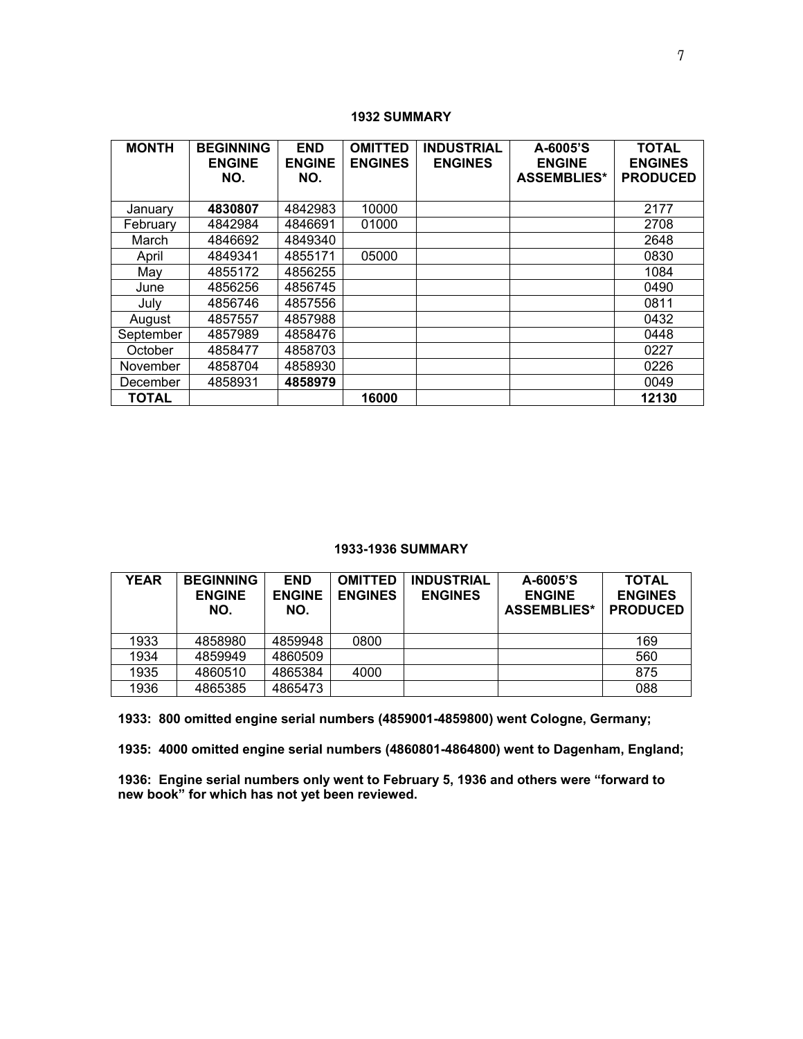### 1932 SUMMARY

| MONTH | BEGINNING ENGINE NO. | END ENGINE NO. | OMITTED ENGINES | INDUSTRIAL ENGINES | A-6005'S ENGINE ASSEMBLIES* | TOTAL ENGINES PRODUCED |
|---|---|---|---|---|---|---|
| January | **4830807** | 4842983 | 10000 | | | 2177 |
| February | 4842984 | 4846691 | 01000 | | | 2708 |
| March | 4846692 | 4849340 | | | | 2648 |
| April | 4849341 | 4855171 | 05000 | | | 0830 |
| May | 4855172 | 4856255 | | | | 1084 |
| June | 4856256 | 4856745 | | | | 0490 |
| July | 4856746 | 4857556 | | | | 0811 |
| August | 4857557 | 4857988 | | | | 0432 |
| September | 4857989 | 4858476 | | | | 0448 |
| October | 4858477 | 4858703 | | | | 0227 |
| November | 4858704 | 4858930 | | | | 0226 |
| December | 4858931 | **4858979** | | | | 0049 |
| **TOTAL** | | | **16000** | | | **12130** |

### 1933-1936 SUMMARY

| YEAR | BEGINNING ENGINE NO. | END ENGINE NO. | OMITTED ENGINES | INDUSTRIAL ENGINES | A-6005'S ENGINE ASSEMBLIES* | TOTAL ENGINES PRODUCED |
|---|---|---|---|---|---|---|
| 1933 | 4858980 | 4859948 | 0800 | | | 169 |
| 1934 | 4859949 | 4860509 | | | | 560 |
| 1935 | 4860510 | 4865384 | 4000 | | | 875 |
| 1936 | 4865385 | 4865473 | | | | 088 |

**1933: 800 omitted engine serial numbers (4859001-4859800) went Cologne, Germany;**

**1935: 4000 omitted engine serial numbers (4860801-4864800) went to Dagenham, England;**

**1936: Engine serial numbers only went to February 5, 1936 and others were "forward to new book" for which has not yet been reviewed.**